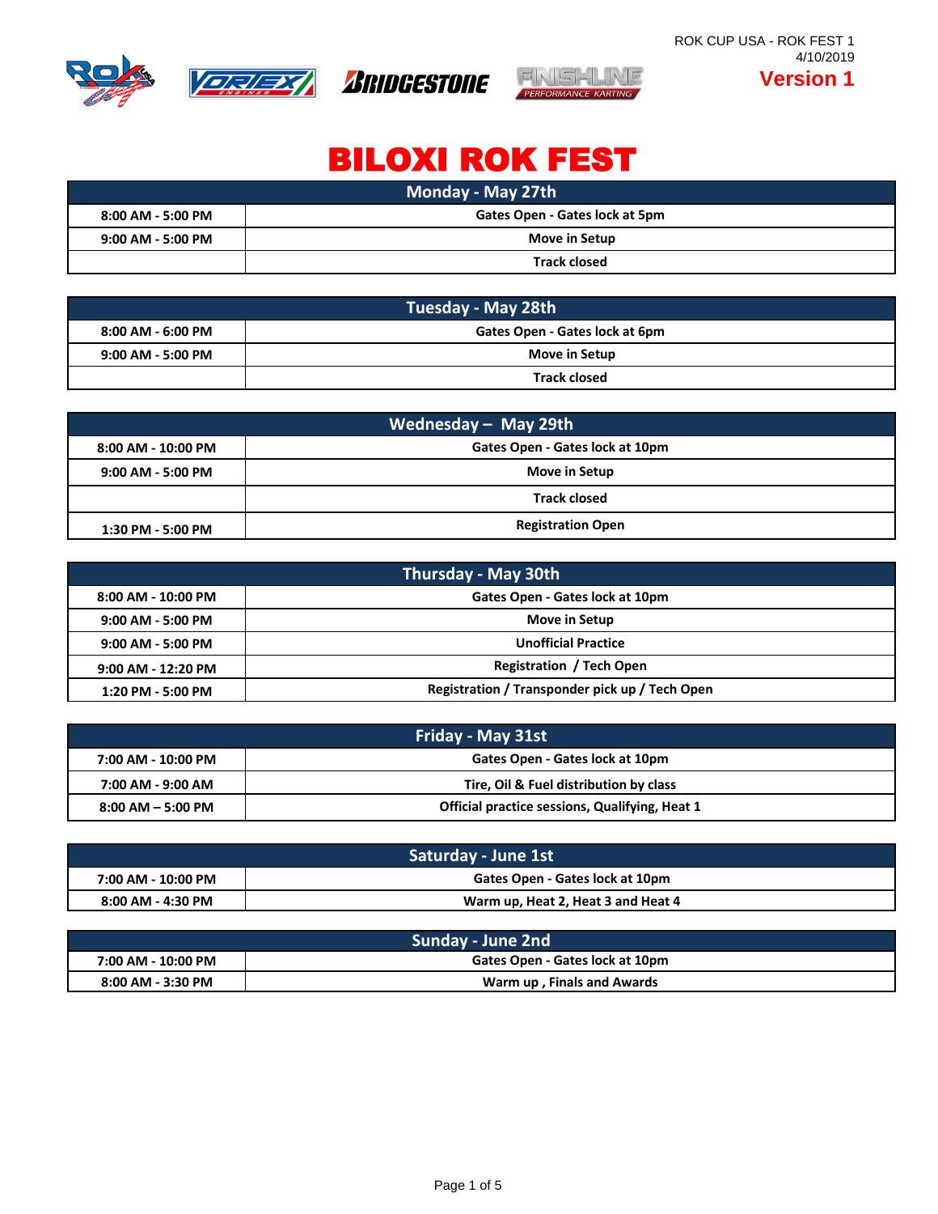ROK CUP USA - ROK FEST 1
4/10/2019
**Version 1**

# BILOXI ROK FEST

| Monday - May 27th | |
|---|---|
| 8:00 AM - 5:00 PM | Gates Open - Gates lock at 5pm |
| 9:00 AM - 5:00 PM | Move in Setup |
| | Track closed |

| Tuesday - May 28th | |
|---|---|
| 8:00 AM - 6:00 PM | Gates Open - Gates lock at 6pm |
| 9:00 AM - 5:00 PM | Move in Setup |
| | Track closed |

| Wednesday – May 29th | |
|---|---|
| 8:00 AM - 10:00 PM | Gates Open - Gates lock at 10pm |
| 9:00 AM - 5:00 PM | Move in Setup |
| | Track closed |
| 1:30 PM - 5:00 PM | Registration Open |

| Thursday - May 30th | |
|---|---|
| 8:00 AM - 10:00 PM | Gates Open - Gates lock at 10pm |
| 9:00 AM - 5:00 PM | Move in Setup |
| 9:00 AM - 5:00 PM | Unofficial Practice |
| 9:00 AM - 12:20 PM | Registration / Tech Open |
| 1:20 PM - 5:00 PM | Registration / Transponder pick up / Tech Open |

| Friday - May 31st | |
|---|---|
| 7:00 AM - 10:00 PM | Gates Open - Gates lock at 10pm |
| 7:00 AM - 9:00 AM | Tire, Oil & Fuel distribution by class |
| 8:00 AM – 5:00 PM | Official practice sessions, Qualifying, Heat 1 |

| Saturday - June 1st | |
|---|---|
| 7:00 AM - 10:00 PM | Gates Open - Gates lock at 10pm |
| 8:00 AM - 4:30 PM | Warm up, Heat 2, Heat 3 and Heat 4 |

| Sunday - June 2nd | |
|---|---|
| 7:00 AM - 10:00 PM | Gates Open - Gates lock at 10pm |
| 8:00 AM - 3:30 PM | Warm up , Finals and Awards |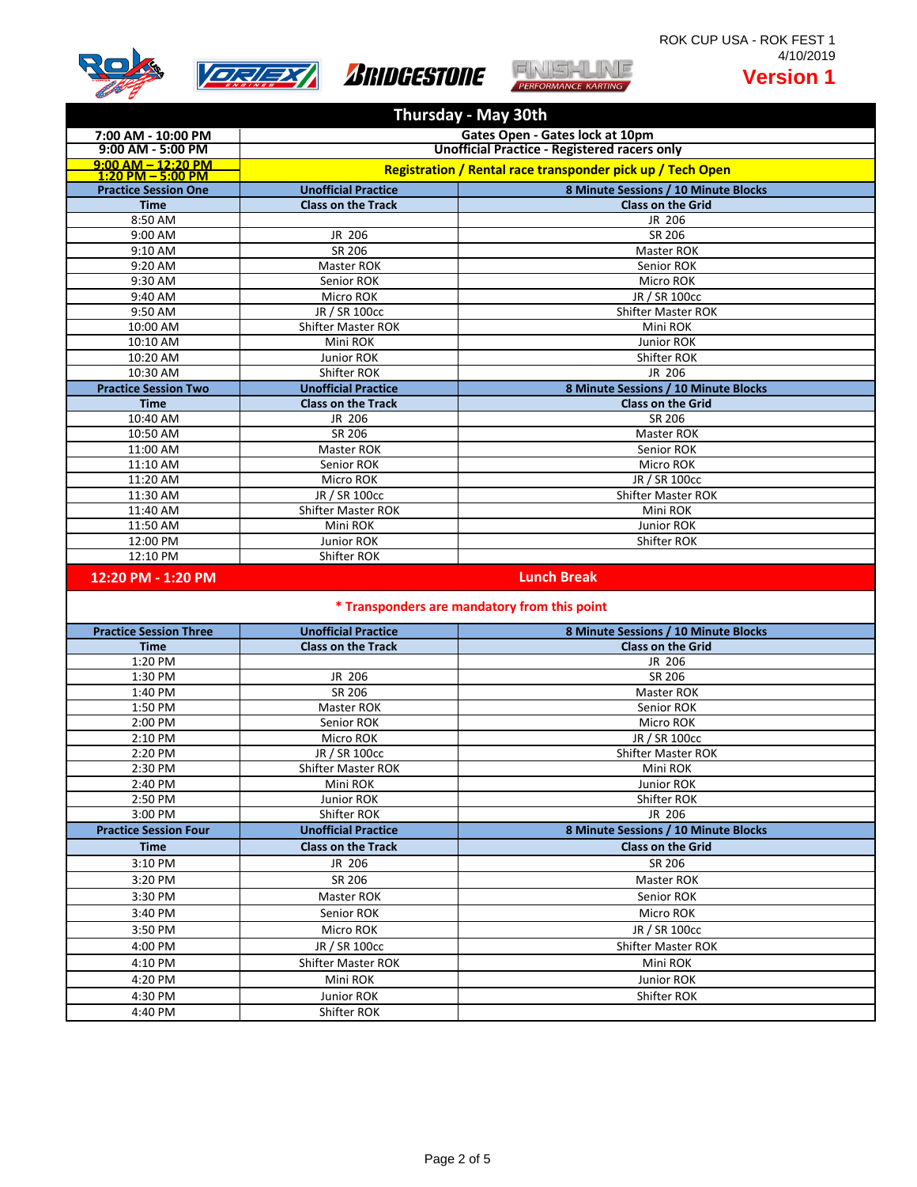ROK CUP USA - ROK FEST 1
4/10/2019
**Version 1**

## Thursday - May 30th

| | | |
|---|---|---|
| 7:00 AM - 10:00 PM | Gates Open - Gates lock at 10pm | |
| 9:00 AM - 5:00 PM | Unofficial Practice - Registered racers only | |
| 9:00 AM – 12:20 PM<br>1:20 PM – 5:00 PM | Registration / Rental race transponder pick up / Tech Open | |
| **Practice Session One** | **Unofficial Practice** | **8 Minute Sessions / 10 Minute Blocks** |
| **Time** | **Class on the Track** | **Class on the Grid** |
| 8:50 AM | | JR 206 |
| 9:00 AM | JR 206 | SR 206 |
| 9:10 AM | SR 206 | Master ROK |
| 9:20 AM | Master ROK | Senior ROK |
| 9:30 AM | Senior ROK | Micro ROK |
| 9:40 AM | Micro ROK | JR / SR 100cc |
| 9:50 AM | JR / SR 100cc | Shifter Master ROK |
| 10:00 AM | Shifter Master ROK | Mini ROK |
| 10:10 AM | Mini ROK | Junior ROK |
| 10:20 AM | Junior ROK | Shifter ROK |
| 10:30 AM | Shifter ROK | JR 206 |
| **Practice Session Two** | **Unofficial Practice** | **8 Minute Sessions / 10 Minute Blocks** |
| **Time** | **Class on the Track** | **Class on the Grid** |
| 10:40 AM | JR 206 | SR 206 |
| 10:50 AM | SR 206 | Master ROK |
| 11:00 AM | Master ROK | Senior ROK |
| 11:10 AM | Senior ROK | Micro ROK |
| 11:20 AM | Micro ROK | JR / SR 100cc |
| 11:30 AM | JR / SR 100cc | Shifter Master ROK |
| 11:40 AM | Shifter Master ROK | Mini ROK |
| 11:50 AM | Mini ROK | Junior ROK |
| 12:00 PM | Junior ROK | Shifter ROK |
| 12:10 PM | Shifter ROK | |
| **12:20 PM - 1:20 PM** | **Lunch Break** | |
| | * Transponders are mandatory from this point | |
| **Practice Session Three** | **Unofficial Practice** | **8 Minute Sessions / 10 Minute Blocks** |
| **Time** | **Class on the Track** | **Class on the Grid** |
| 1:20 PM | | JR 206 |
| 1:30 PM | JR 206 | SR 206 |
| 1:40 PM | SR 206 | Master ROK |
| 1:50 PM | Master ROK | Senior ROK |
| 2:00 PM | Senior ROK | Micro ROK |
| 2:10 PM | Micro ROK | JR / SR 100cc |
| 2:20 PM | JR / SR 100cc | Shifter Master ROK |
| 2:30 PM | Shifter Master ROK | Mini ROK |
| 2:40 PM | Mini ROK | Junior ROK |
| 2:50 PM | Junior ROK | Shifter ROK |
| 3:00 PM | Shifter ROK | JR 206 |
| **Practice Session Four** | **Unofficial Practice** | **8 Minute Sessions / 10 Minute Blocks** |
| **Time** | **Class on the Track** | **Class on the Grid** |
| 3:10 PM | JR 206 | SR 206 |
| 3:20 PM | SR 206 | Master ROK |
| 3:30 PM | Master ROK | Senior ROK |
| 3:40 PM | Senior ROK | Micro ROK |
| 3:50 PM | Micro ROK | JR / SR 100cc |
| 4:00 PM | JR / SR 100cc | Shifter Master ROK |
| 4:10 PM | Shifter Master ROK | Mini ROK |
| 4:20 PM | Mini ROK | Junior ROK |
| 4:30 PM | Junior ROK | Shifter ROK |
| 4:40 PM | Shifter ROK | |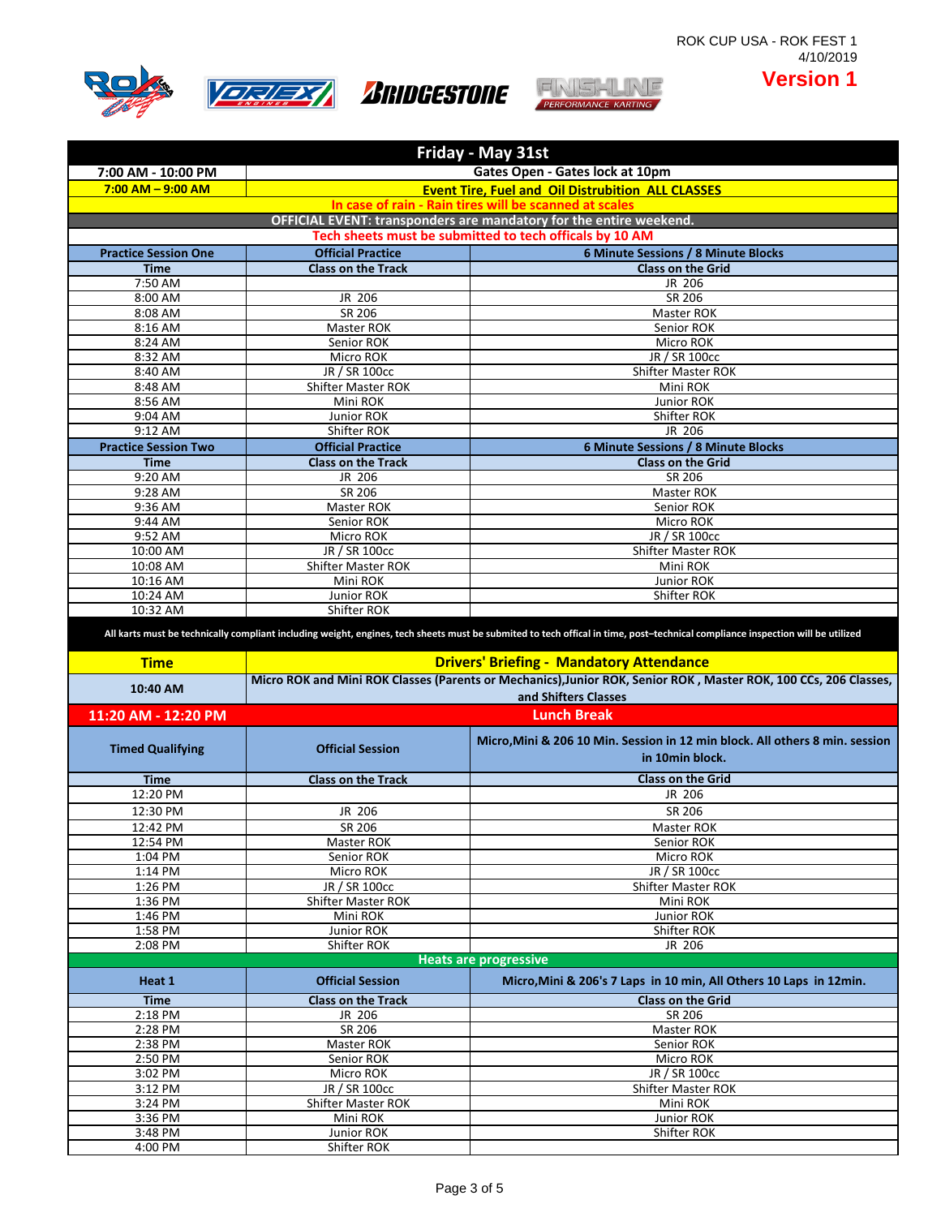ROK CUP USA - ROK FEST 1
4/10/2019
**Version 1**

## Friday - May 31st

| | | |
|---|---|---|
| **7:00 AM - 10:00 PM** | **Gates Open - Gates lock at 10pm** | |
| **7:00 AM – 9:00 AM** | **Event Tire, Fuel and Oil Distrubition ALL CLASSES** | |
| **In case of rain - Rain tires will be scanned at scales** | | |
| **OFFICIAL EVENT: transponders are mandatory for the entire weekend.** | | |
| **Tech sheets must be submitted to tech officals by 10 AM** | | |
| **Practice Session One** | **Official Practice** | **6 Minute Sessions / 8 Minute Blocks** |
| **Time** | **Class on the Track** | **Class on the Grid** |
| 7:50 AM | | JR 206 |
| 8:00 AM | JR 206 | SR 206 |
| 8:08 AM | SR 206 | Master ROK |
| 8:16 AM | Master ROK | Senior ROK |
| 8:24 AM | Senior ROK | Micro ROK |
| 8:32 AM | Micro ROK | JR / SR 100cc |
| 8:40 AM | JR / SR 100cc | Shifter Master ROK |
| 8:48 AM | Shifter Master ROK | Mini ROK |
| 8:56 AM | Mini ROK | Junior ROK |
| 9:04 AM | Junior ROK | Shifter ROK |
| 9:12 AM | Shifter ROK | JR 206 |
| **Practice Session Two** | **Official Practice** | **6 Minute Sessions / 8 Minute Blocks** |
| **Time** | **Class on the Track** | **Class on the Grid** |
| 9:20 AM | JR 206 | SR 206 |
| 9:28 AM | SR 206 | Master ROK |
| 9:36 AM | Master ROK | Senior ROK |
| 9:44 AM | Senior ROK | Micro ROK |
| 9:52 AM | Micro ROK | JR / SR 100cc |
| 10:00 AM | JR / SR 100cc | Shifter Master ROK |
| 10:08 AM | Shifter Master ROK | Mini ROK |
| 10:16 AM | Mini ROK | Junior ROK |
| 10:24 AM | Junior ROK | Shifter ROK |
| 10:32 AM | Shifter ROK | |

**All karts must be technically compliant including weight, engines, tech sheets must be submited to tech offical in time, post–technical compliance inspection will be utilized**

| | | |
|---|---|---|
| **Time** | **Drivers' Briefing - Mandatory Attendance** | |
| **10:40 AM** | **Micro ROK and Mini ROK Classes (Parents or Mechanics),Junior ROK, Senior ROK , Master ROK, 100 CCs, 206 Classes, and Shifters Classes** | |
| **11:20 AM - 12:20 PM** | **Lunch Break** | |
| **Timed Qualifying** | **Official Session** | **Micro,Mini & 206 10 Min. Session in 12 min block. All others 8 min. session in 10min block.** |
| **Time** | **Class on the Track** | **Class on the Grid** |
| 12:20 PM | | JR 206 |
| 12:30 PM | JR 206 | SR 206 |
| 12:42 PM | SR 206 | Master ROK |
| 12:54 PM | Master ROK | Senior ROK |
| 1:04 PM | Senior ROK | Micro ROK |
| 1:14 PM | Micro ROK | JR / SR 100cc |
| 1:26 PM | JR / SR 100cc | Shifter Master ROK |
| 1:36 PM | Shifter Master ROK | Mini ROK |
| 1:46 PM | Mini ROK | Junior ROK |
| 1:58 PM | Junior ROK | Shifter ROK |
| 2:08 PM | Shifter ROK | JR 206 |
| **Heats are progressive** | | |
| **Heat 1** | **Official Session** | **Micro,Mini & 206's 7 Laps in 10 min, All Others 10 Laps in 12min.** |
| **Time** | **Class on the Track** | **Class on the Grid** |
| 2:18 PM | JR 206 | SR 206 |
| 2:28 PM | SR 206 | Master ROK |
| 2:38 PM | Master ROK | Senior ROK |
| 2:50 PM | Senior ROK | Micro ROK |
| 3:02 PM | Micro ROK | JR / SR 100cc |
| 3:12 PM | JR / SR 100cc | Shifter Master ROK |
| 3:24 PM | Shifter Master ROK | Mini ROK |
| 3:36 PM | Mini ROK | Junior ROK |
| 3:48 PM | Junior ROK | Shifter ROK |
| 4:00 PM | Shifter ROK | |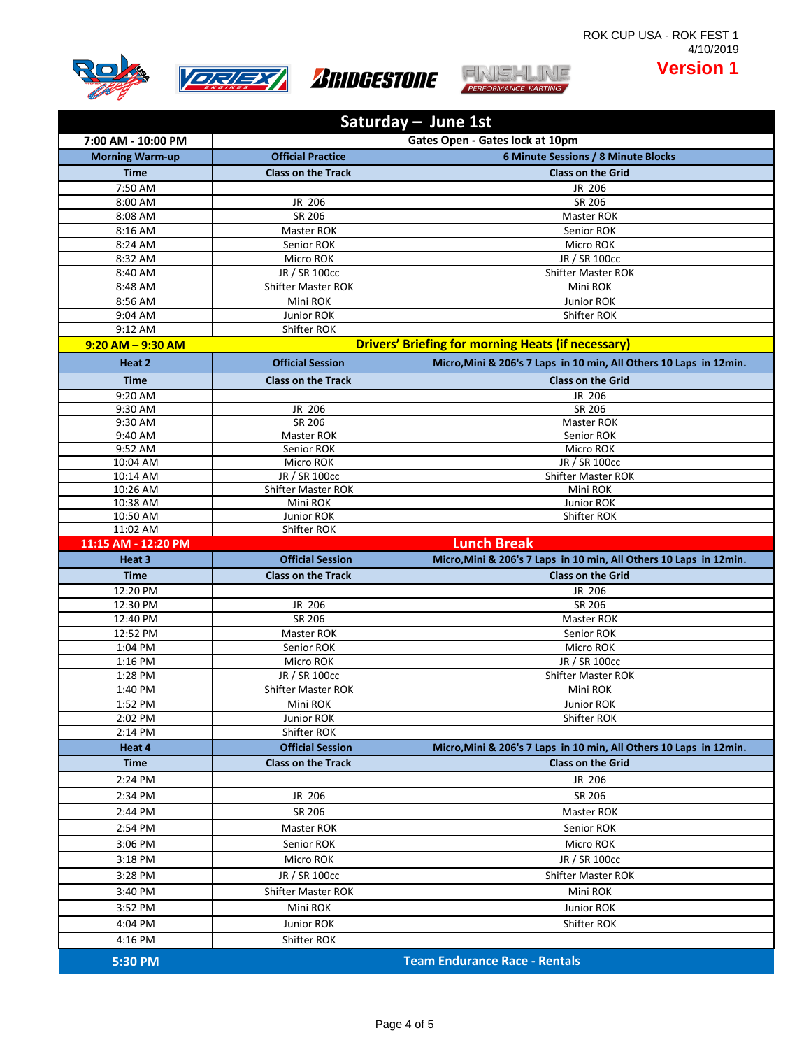ROK CUP USA - ROK FEST 1
4/10/2019
**Version 1**

| Saturday – June 1st | | |
|---|---|---|
| 7:00 AM - 10:00 PM | Gates Open - Gates lock at 10pm | |
| **Morning Warm-up** | **Official Practice** | **6 Minute Sessions / 8 Minute Blocks** |
| **Time** | **Class on the Track** | **Class on the Grid** |
| 7:50 AM | | JR 206 |
| 8:00 AM | JR 206 | SR 206 |
| 8:08 AM | SR 206 | Master ROK |
| 8:16 AM | Master ROK | Senior ROK |
| 8:24 AM | Senior ROK | Micro ROK |
| 8:32 AM | Micro ROK | JR / SR 100cc |
| 8:40 AM | JR / SR 100cc | Shifter Master ROK |
| 8:48 AM | Shifter Master ROK | Mini ROK |
| 8:56 AM | Mini ROK | Junior ROK |
| 9:04 AM | Junior ROK | Shifter ROK |
| 9:12 AM | Shifter ROK | |
| **9:20 AM – 9:30 AM** | **Drivers' Briefing for morning Heats (if necessary)** | |
| **Heat 2** | **Official Session** | **Micro,Mini & 206's 7 Laps in 10 min, All Others 10 Laps in 12min.** |
| **Time** | **Class on the Track** | **Class on the Grid** |
| 9:20 AM | | JR 206 |
| 9:30 AM | JR 206 | SR 206 |
| 9:30 AM | SR 206 | Master ROK |
| 9:40 AM | Master ROK | Senior ROK |
| 9:52 AM | Senior ROK | Micro ROK |
| 10:04 AM | Micro ROK | JR / SR 100cc |
| 10:14 AM | JR / SR 100cc | Shifter Master ROK |
| 10:26 AM | Shifter Master ROK | Mini ROK |
| 10:38 AM | Mini ROK | Junior ROK |
| 10:50 AM | Junior ROK | Shifter ROK |
| 11:02 AM | Shifter ROK | |
| **11:15 AM - 12:20 PM** | **Lunch Break** | |
| **Heat 3** | **Official Session** | **Micro,Mini & 206's 7 Laps in 10 min, All Others 10 Laps in 12min.** |
| **Time** | **Class on the Track** | **Class on the Grid** |
| 12:20 PM | | JR 206 |
| 12:30 PM | JR 206 | SR 206 |
| 12:40 PM | SR 206 | Master ROK |
| 12:52 PM | Master ROK | Senior ROK |
| 1:04 PM | Senior ROK | Micro ROK |
| 1:16 PM | Micro ROK | JR / SR 100cc |
| 1:28 PM | JR / SR 100cc | Shifter Master ROK |
| 1:40 PM | Shifter Master ROK | Mini ROK |
| 1:52 PM | Mini ROK | Junior ROK |
| 2:02 PM | Junior ROK | Shifter ROK |
| 2:14 PM | Shifter ROK | |
| **Heat 4** | **Official Session** | **Micro,Mini & 206's 7 Laps in 10 min, All Others 10 Laps in 12min.** |
| **Time** | **Class on the Track** | **Class on the Grid** |
| 2:24 PM | | JR 206 |
| 2:34 PM | JR 206 | SR 206 |
| 2:44 PM | SR 206 | Master ROK |
| 2:54 PM | Master ROK | Senior ROK |
| 3:06 PM | Senior ROK | Micro ROK |
| 3:18 PM | Micro ROK | JR / SR 100cc |
| 3:28 PM | JR / SR 100cc | Shifter Master ROK |
| 3:40 PM | Shifter Master ROK | Mini ROK |
| 3:52 PM | Mini ROK | Junior ROK |
| 4:04 PM | Junior ROK | Shifter ROK |
| 4:16 PM | Shifter ROK | |
| **5:30 PM** | **Team Endurance Race - Rentals** | |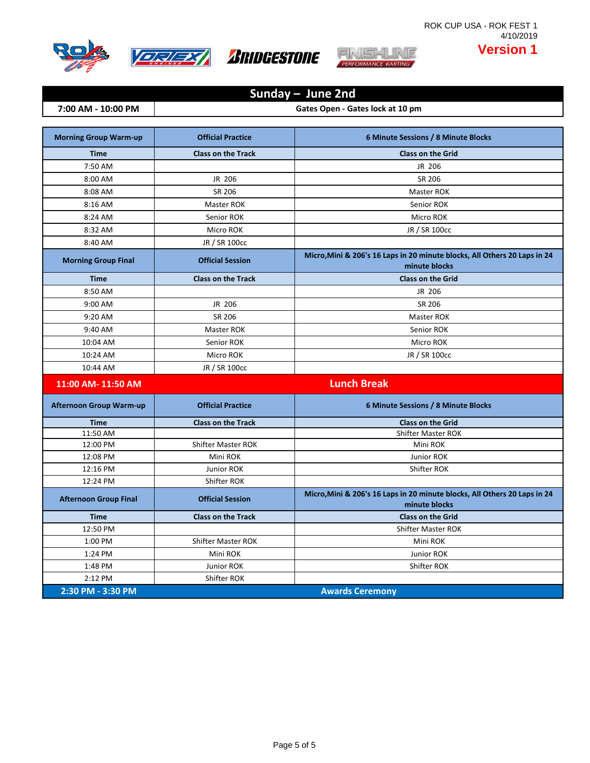ROK CUP USA - ROK FEST 1
4/10/2019
**Version 1**

## Sunday – June 2nd

| 7:00 AM - 10:00 PM | Gates Open - Gates lock at 10 pm |
|---|---|

| **Morning Group Warm-up** | **Official Practice** | **6 Minute Sessions / 8 Minute Blocks** |
|---|---|---|
| **Time** | **Class on the Track** | **Class on the Grid** |
| 7:50 AM | | JR 206 |
| 8:00 AM | JR 206 | SR 206 |
| 8:08 AM | SR 206 | Master ROK |
| 8:16 AM | Master ROK | Senior ROK |
| 8:24 AM | Senior ROK | Micro ROK |
| 8:32 AM | Micro ROK | JR / SR 100cc |
| 8:40 AM | JR / SR 100cc | |
| **Morning Group Final** | **Official Session** | **Micro,Mini & 206's 16 Laps in 20 minute blocks, All Others 20 Laps in 24 minute blocks** |
| **Time** | **Class on the Track** | **Class on the Grid** |
| 8:50 AM | | JR 206 |
| 9:00 AM | JR 206 | SR 206 |
| 9:20 AM | SR 206 | Master ROK |
| 9:40 AM | Master ROK | Senior ROK |
| 10:04 AM | Senior ROK | Micro ROK |
| 10:24 AM | Micro ROK | JR / SR 100cc |
| 10:44 AM | JR / SR 100cc | |
| **11:00 AM- 11:50 AM** | **Lunch Break** | |
| **Afternoon Group Warm-up** | **Official Practice** | **6 Minute Sessions / 8 Minute Blocks** |
| **Time** | **Class on the Track** | **Class on the Grid** |
| 11:50 AM | | Shifter Master ROK |
| 12:00 PM | Shifter Master ROK | Mini ROK |
| 12:08 PM | Mini ROK | Junior ROK |
| 12:16 PM | Junior ROK | Shifter ROK |
| 12:24 PM | Shifter ROK | |
| **Afternoon Group Final** | **Official Session** | **Micro,Mini & 206's 16 Laps in 20 minute blocks, All Others 20 Laps in 24 minute blocks** |
| **Time** | **Class on the Track** | **Class on the Grid** |
| 12:50 PM | | Shifter Master ROK |
| 1:00 PM | Shifter Master ROK | Mini ROK |
| 1:24 PM | Mini ROK | Junior ROK |
| 1:48 PM | Junior ROK | Shifter ROK |
| 2:12 PM | Shifter ROK | |
| **2:30 PM - 3:30 PM** | **Awards Ceremony** | |